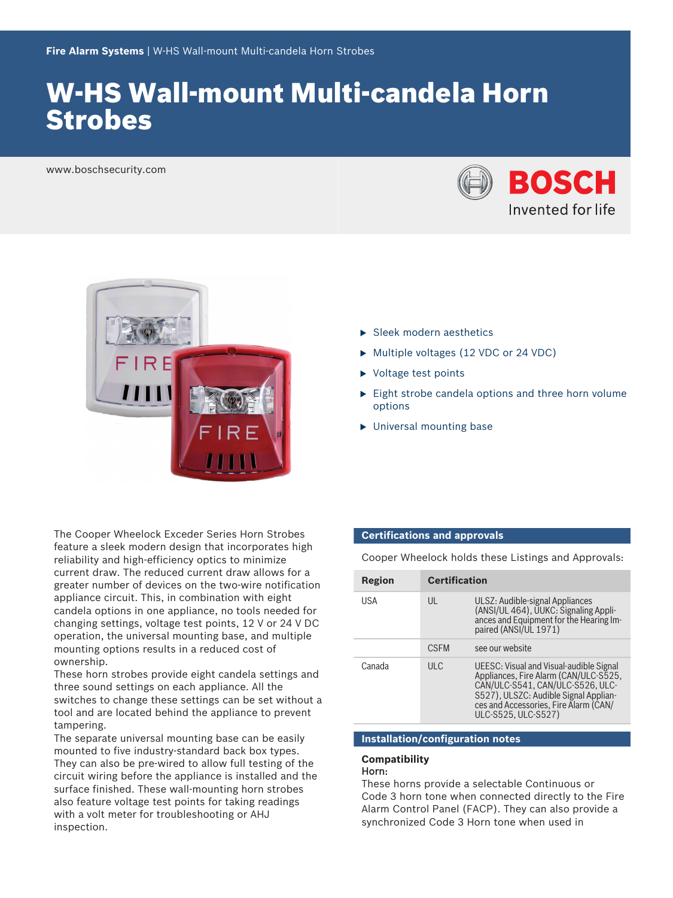Fire Alarm Systems | W-HS Wall-mount Multi-candela Horn Strobes

# W-HS Wall-mount Multi-candela Horn Strobes

www.boschsecurity.com

BOSCH
Invented for life

- Sleek modern aesthetics
- Multiple voltages (12 VDC or 24 VDC)
- Voltage test points
- Eight strobe candela options and three horn volume options
- Universal mounting base

The Cooper Wheelock Exceder Series Horn Strobes feature a sleek modern design that incorporates high reliability and high-efficiency optics to minimize current draw. The reduced current draw allows for a greater number of devices on the two-wire notification appliance circuit. This, in combination with eight candela options in one appliance, no tools needed for changing settings, voltage test points, 12 V or 24 V DC operation, the universal mounting base, and multiple mounting options results in a reduced cost of ownership.

These horn strobes provide eight candela settings and three sound settings on each appliance. All the switches to change these settings can be set without a tool and are located behind the appliance to prevent tampering.

The separate universal mounting base can be easily mounted to five industry-standard back box types. They can also be pre-wired to allow full testing of the circuit wiring before the appliance is installed and the surface finished. These wall-mounting horn strobes also feature voltage test points for taking readings with a volt meter for troubleshooting or AHJ inspection.

## Certifications and approvals

Cooper Wheelock holds these Listings and Approvals:

| Region | Certification | |
|---|---|---|
| USA | UL | ULSZ: Audible-signal Appliances (ANSI/UL 464), UUKC: Signaling Appliances and Equipment for the Hearing Impaired (ANSI/UL 1971) |
| | CSFM | see our website |
| Canada | ULC | UEESC: Visual and Visual-audible Signal Appliances, Fire Alarm (CAN/ULC-S525, CAN/ULC-S541, CAN/ULC-S526, ULC-S527), ULSZC: Audible Signal Appliances and Accessories, Fire Alarm (CAN/ULC-S525, ULC-S527) |

## Installation/configuration notes

### Compatibility

**Horn:**

These horns provide a selectable Continuous or Code 3 horn tone when connected directly to the Fire Alarm Control Panel (FACP). They can also provide a synchronized Code 3 Horn tone when used in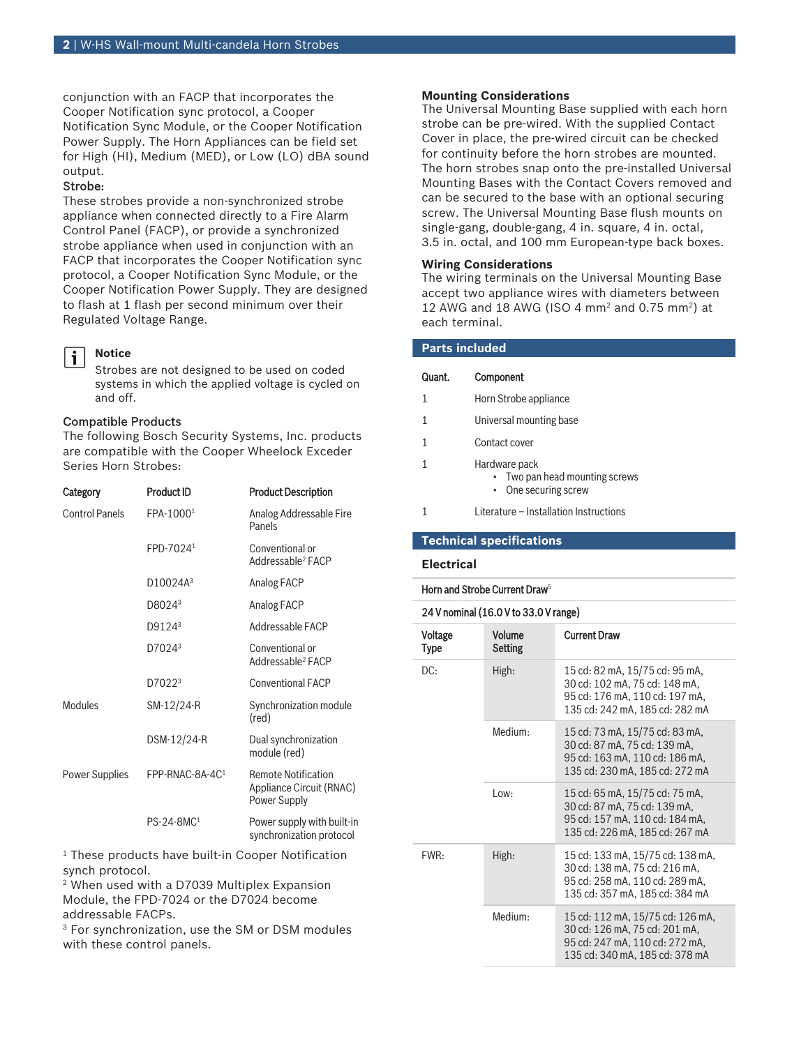conjunction with an FACP that incorporates the Cooper Notification sync protocol, a Cooper Notification Sync Module, or the Cooper Notification Power Supply. The Horn Appliances can be field set for High (HI), Medium (MED), or Low (LO) dBA sound output.

**Strobe:**

These strobes provide a non-synchronized strobe appliance when connected directly to a Fire Alarm Control Panel (FACP), or provide a synchronized strobe appliance when used in conjunction with an FACP that incorporates the Cooper Notification sync protocol, a Cooper Notification Sync Module, or the Cooper Notification Power Supply. They are designed to flash at 1 flash per second minimum over their Regulated Voltage Range.

> **Notice**
> Strobes are not designed to be used on coded systems in which the applied voltage is cycled on and off.

### Compatible Products

The following Bosch Security Systems, Inc. products are compatible with the Cooper Wheelock Exceder Series Horn Strobes:

| Category | Product ID | Product Description |
| --- | --- | --- |
| Control Panels | FPA-1000[1] | Analog Addressable Fire Panels |
| | FPD-7024[1] | Conventional or Addressable[2] FACP |
| | D10024A[3] | Analog FACP |
| | D8024[3] | Analog FACP |
| | D9124[3] | Addressable FACP |
| | D7024[3] | Conventional or Addressable[2] FACP |
| | D7022[3] | Conventional FACP |
| Modules | SM-12/24-R | Synchronization module (red) |
| | DSM-12/24-R | Dual synchronization module (red) |
| Power Supplies | FPP-RNAC-8A-4C[1] | Remote Notification Appliance Circuit (RNAC) Power Supply |
| | PS-24-8MC[1] | Power supply with built-in synchronization protocol |

[1] These products have built-in Cooper Notification synch protocol.
[2] When used with a D7039 Multiplex Expansion Module, the FPD-7024 or the D7024 become addressable FACPs.
[3] For synchronization, use the SM or DSM modules with these control panels.

### Mounting Considerations

The Universal Mounting Base supplied with each horn strobe can be pre-wired. With the supplied Contact Cover in place, the pre-wired circuit can be checked for continuity before the horn strobes are mounted. The horn strobes snap onto the pre-installed Universal Mounting Bases with the Contact Covers removed and can be secured to the base with an optional securing screw. The Universal Mounting Base flush mounts on single-gang, double-gang, 4 in. square, 4 in. octal, 3.5 in. octal, and 100 mm European-type back boxes.

### Wiring Considerations

The wiring terminals on the Universal Mounting Base accept two appliance wires with diameters between 12 AWG and 18 AWG (ISO 4 mm$^2$ and 0.75 mm$^2$) at each terminal.

## Parts included

| Quant. | Component |
| --- | --- |
| 1 | Horn Strobe appliance |
| 1 | Universal mounting base |
| 1 | Contact cover |
| 1 | Hardware pack<br>• Two pan head mounting screws<br>• One securing screw |
| 1 | Literature – Installation Instructions |

## Technical specifications

### Electrical

**Horn and Strobe Current Draw[5]**

**24 V nominal (16.0 V to 33.0 V range)**

| Voltage Type | Volume Setting | Current Draw |
| --- | --- | --- |
| DC: | High: | 15 cd: 82 mA, 15/75 cd: 95 mA, 30 cd: 102 mA, 75 cd: 148 mA, 95 cd: 176 mA, 110 cd: 197 mA, 135 cd: 242 mA, 185 cd: 282 mA |
| | Medium: | 15 cd: 73 mA, 15/75 cd: 83 mA, 30 cd: 87 mA, 75 cd: 139 mA, 95 cd: 163 mA, 110 cd: 186 mA, 135 cd: 230 mA, 185 cd: 272 mA |
| | Low: | 15 cd: 65 mA, 15/75 cd: 75 mA, 30 cd: 87 mA, 75 cd: 139 mA, 95 cd: 157 mA, 110 cd: 184 mA, 135 cd: 226 mA, 185 cd: 267 mA |
| FWR: | High: | 15 cd: 133 mA, 15/75 cd: 138 mA, 30 cd: 138 mA, 75 cd: 216 mA, 95 cd: 258 mA, 110 cd: 289 mA, 135 cd: 357 mA, 185 cd: 384 mA |
| | Medium: | 15 cd: 112 mA, 15/75 cd: 126 mA, 30 cd: 126 mA, 75 cd: 201 mA, 95 cd: 247 mA, 110 cd: 272 mA, 135 cd: 340 mA, 185 cd: 378 mA |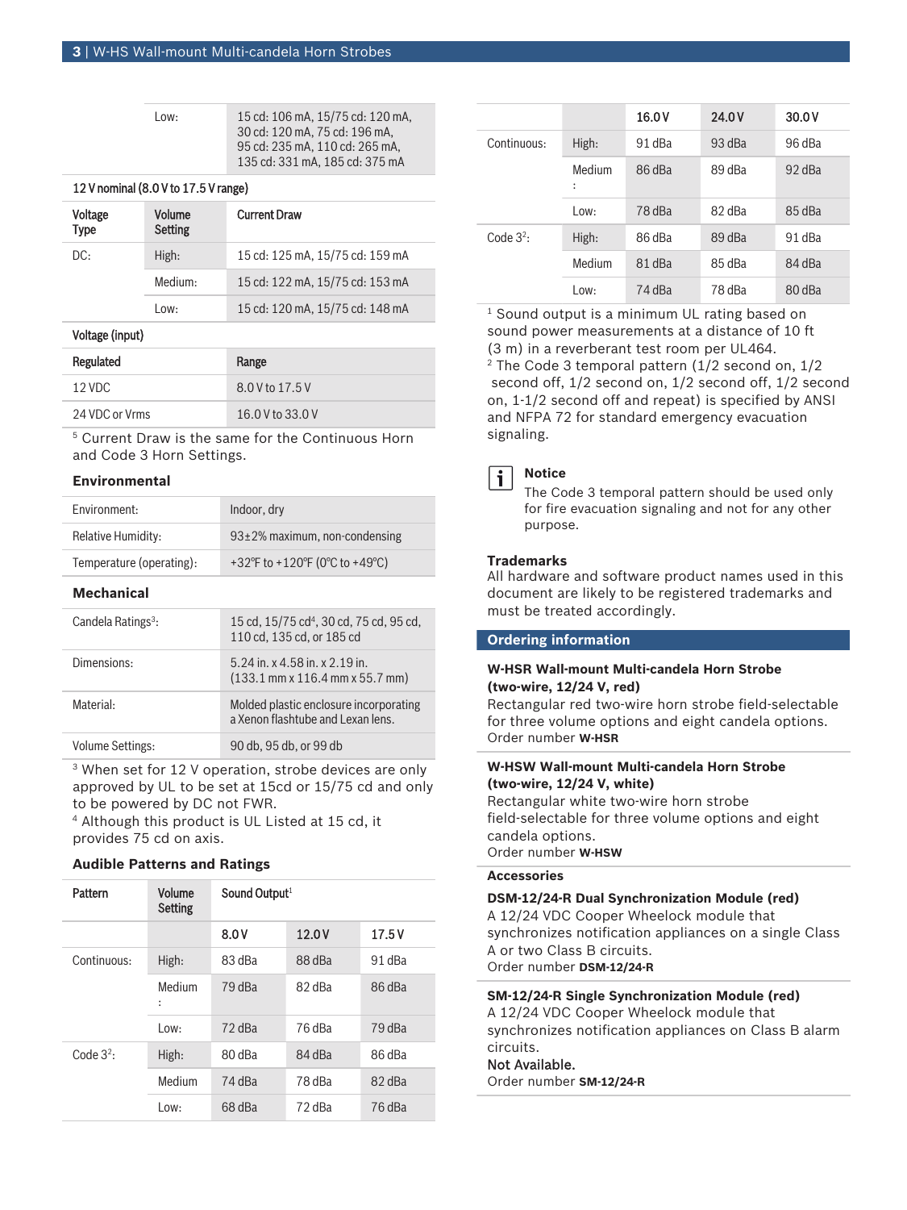| | | |
|---|---|---|
| | Low: | 15 cd: 106 mA, 15/75 cd: 120 mA, 30 cd: 120 mA, 75 cd: 196 mA, 95 cd: 235 mA, 110 cd: 265 mA, 135 cd: 331 mA, 185 cd: 375 mA |

12 V nominal (8.0 V to 17.5 V range)

| Voltage Type | Volume Setting | Current Draw |
|---|---|---|
| DC: | High: | 15 cd: 125 mA, 15/75 cd: 159 mA |
| | Medium: | 15 cd: 122 mA, 15/75 cd: 153 mA |
| | Low: | 15 cd: 120 mA, 15/75 cd: 148 mA |

Voltage (input)

| Regulated | Range |
|---|---|
| 12 VDC | 8.0 V to 17.5 V |
| 24 VDC or Vrms | 16.0 V to 33.0 V |

[5] Current Draw is the same for the Continuous Horn and Code 3 Horn Settings.

### Environmental

| | |
|---|---|
| Environment: | Indoor, dry |
| Relative Humidity: | 93±2% maximum, non-condensing |
| Temperature (operating): | +32℉ to +120℉ (0℃ to +49℃) |

### Mechanical

| | |
|---|---|
| Candela Ratings[3]: | 15 cd, 15/75 cd[4], 30 cd, 75 cd, 95 cd, 110 cd, 135 cd, or 185 cd |
| Dimensions: | 5.24 in. x 4.58 in. x 2.19 in. (133.1 mm x 116.4 mm x 55.7 mm) |
| Material: | Molded plastic enclosure incorporating a Xenon flashtube and Lexan lens. |
| Volume Settings: | 90 db, 95 db, or 99 db |

[3] When set for 12 V operation, strobe devices are only approved by UL to be set at 15cd or 15/75 cd and only to be powered by DC not FWR.
[4] Although this product is UL Listed at 15 cd, it provides 75 cd on axis.

### Audible Patterns and Ratings

| Pattern | Volume Setting | Sound Output[1] | | | | | |
|---|---|---|---|---|---|---|---|
| | | 8.0 V | 12.0 V | 17.5 V | 16.0 V | 24.0 V | 30.0 V |
| Continuous: | High: | 83 dBa | 88 dBa | 91 dBa | 91 dBa | 93 dBa | 96 dBa |
| | Medium: | 79 dBa | 82 dBa | 86 dBa | 86 dBa | 89 dBa | 92 dBa |
| | Low: | 72 dBa | 76 dBa | 79 dBa | 78 dBa | 82 dBa | 85 dBa |
| Code 3[2]: | High: | 80 dBa | 84 dBa | 86 dBa | 86 dBa | 89 dBa | 91 dBa |
| | Medium | 74 dBa | 78 dBa | 82 dBa | 81 dBa | 85 dBa | 84 dBa |
| | Low: | 68 dBa | 72 dBa | 76 dBa | 74 dBa | 78 dBa | 80 dBa |

[1] Sound output is a minimum UL rating based on sound power measurements at a distance of 10 ft (3 m) in a reverberant test room per UL464.
[2] The Code 3 temporal pattern (1/2 second on, 1/2 second off, 1/2 second on, 1/2 second off, 1/2 second on, 1-1/2 second off and repeat) is specified by ANSI and NFPA 72 for standard emergency evacuation signaling.

**Notice**
The Code 3 temporal pattern should be used only for fire evacuation signaling and not for any other purpose.

### Trademarks

All hardware and software product names used in this document are likely to be registered trademarks and must be treated accordingly.

## Ordering information

**W-HSR Wall-mount Multi-candela Horn Strobe (two-wire, 12/24 V, red)**
Rectangular red two-wire horn strobe field-selectable for three volume options and eight candela options.
Order number **W-HSR**

**W-HSW Wall-mount Multi-candela Horn Strobe (two-wire, 12/24 V, white)**
Rectangular white two-wire horn strobe field-selectable for three volume options and eight candela options.
Order number **W-HSW**

### Accessories

**DSM-12/24-R Dual Synchronization Module (red)**
A 12/24 VDC Cooper Wheelock module that synchronizes notification appliances on a single Class A or two Class B circuits.
Order number **DSM-12/24-R**

**SM-12/24-R Single Synchronization Module (red)**
A 12/24 VDC Cooper Wheelock module that synchronizes notification appliances on Class B alarm circuits.
Not Available.
Order number **SM-12/24-R**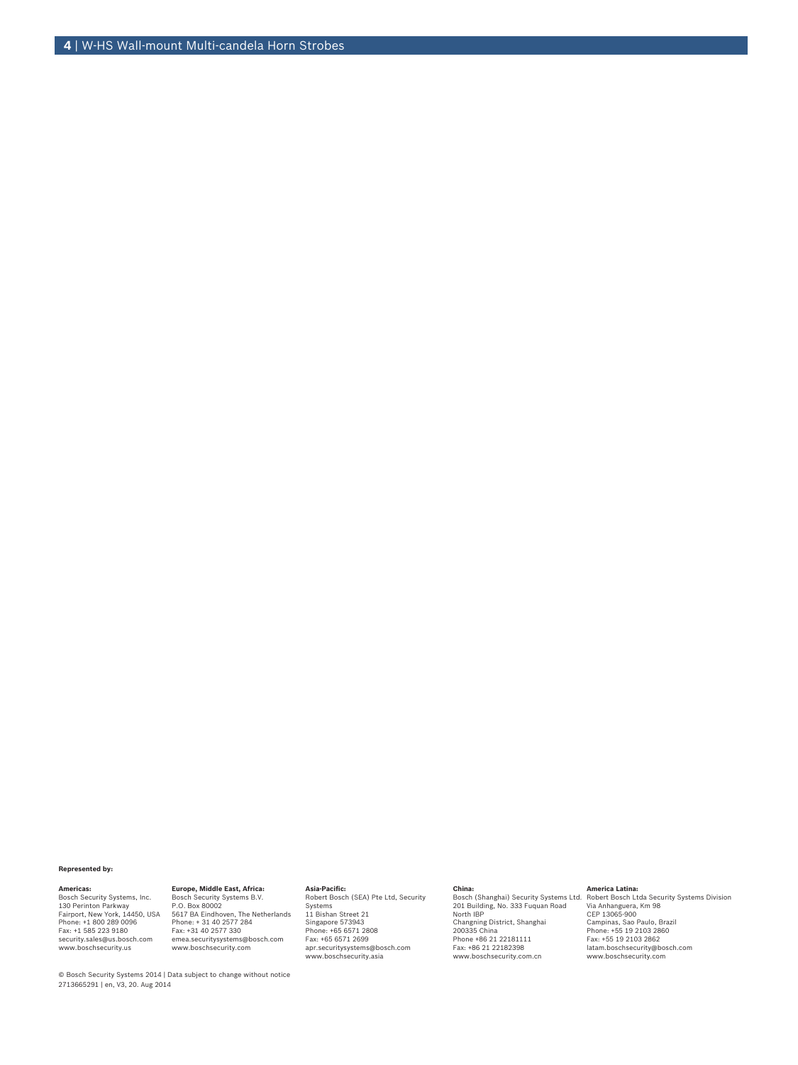**Represented by:**

**Americas:**
Bosch Security Systems, Inc.
130 Perinton Parkway
Fairport, New York, 14450, USA
Phone: +1 800 289 0096
Fax: +1 585 223 9180
security.sales@us.bosch.com
www.boschsecurity.us

**Europe, Middle East, Africa:**
Bosch Security Systems B.V.
P.O. Box 80002
5617 BA Eindhoven, The Netherlands
Phone: + 31 40 2577 284
Fax: +31 40 2577 330
emea.securitysystems@bosch.com
www.boschsecurity.com

**Asia-Pacific:**
Robert Bosch (SEA) Pte Ltd, Security Systems
11 Bishan Street 21
Singapore 573943
Phone: +65 6571 2808
Fax: +65 6571 2699
apr.securitysystems@bosch.com
www.boschsecurity.asia

**China:**
Bosch (Shanghai) Security Systems Ltd.
201 Building, No. 333 Fuquan Road
North IBP
Changning District, Shanghai
200335 China
Phone +86 21 22181111
Fax: +86 21 22182398
www.boschsecurity.com.cn

**America Latina:**
Robert Bosch Ltda Security Systems Division
Via Anhanguera, Km 98
CEP 13065-900
Campinas, Sao Paulo, Brazil
Phone: +55 19 2103 2860
Fax: +55 19 2103 2862
latam.boschsecurity@bosch.com
www.boschsecurity.com

© Bosch Security Systems 2014 | Data subject to change without notice
2713665291 | en, V3, 20. Aug 2014